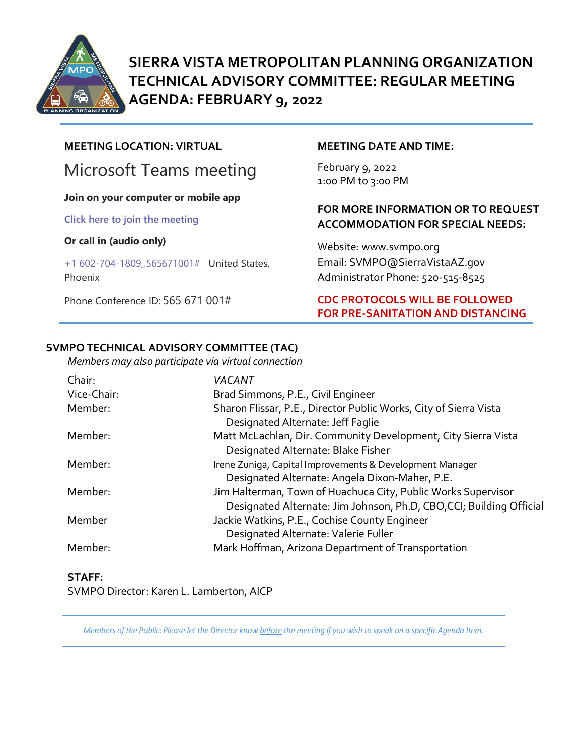# SIERRA VISTA METROPOLITAN PLANNING ORGANIZATION TECHNICAL ADVISORY COMMITTEE: REGULAR MEETING AGENDA: FEBRUARY 9, 2022

**MEETING LOCATION: VIRTUAL**

Microsoft Teams meeting

**Join on your computer or mobile app**

Click here to join the meeting

**Or call in (audio only)**

+1 602-704-1809,,565671001# United States, Phoenix

Phone Conference ID: 565 671 001#

**MEETING DATE AND TIME:**

February 9, 2022
1:00 PM to 3:00 PM

**FOR MORE INFORMATION OR TO REQUEST ACCOMMODATION FOR SPECIAL NEEDS:**

Website: www.svmpo.org
Email: SVMPO@SierraVistaAZ.gov
Administrator Phone: 520-515-8525

**CDC PROTOCOLS WILL BE FOLLOWED FOR PRE-SANITATION AND DISTANCING**

## SVMPO TECHNICAL ADVISORY COMMITTEE (TAC)

*Members may also participate via virtual connection*

| | |
|---|---|
| Chair: | *VACANT* |
| Vice-Chair: | Brad Simmons, P.E., Civil Engineer |
| Member: | Sharon Flissar, P.E., Director Public Works, City of Sierra Vista<br>Designated Alternate: Jeff Faglie |
| Member: | Matt McLachlan, Dir. Community Development, City Sierra Vista<br>Designated Alternate: Blake Fisher |
| Member: | Irene Zuniga, Capital Improvements & Development Manager<br>Designated Alternate: Angela Dixon-Maher, P.E. |
| Member: | Jim Halterman, Town of Huachuca City, Public Works Supervisor<br>Designated Alternate: Jim Johnson, Ph.D, CBO,CCI; Building Official |
| Member | Jackie Watkins, P.E., Cochise County Engineer<br>Designated Alternate: Valerie Fuller |
| Member: | Mark Hoffman, Arizona Department of Transportation |

**STAFF:**

SVMPO Director: Karen L. Lamberton, AICP

*Members of the Public: Please let the Director know before the meeting if you wish to speak on a specific Agenda Item.*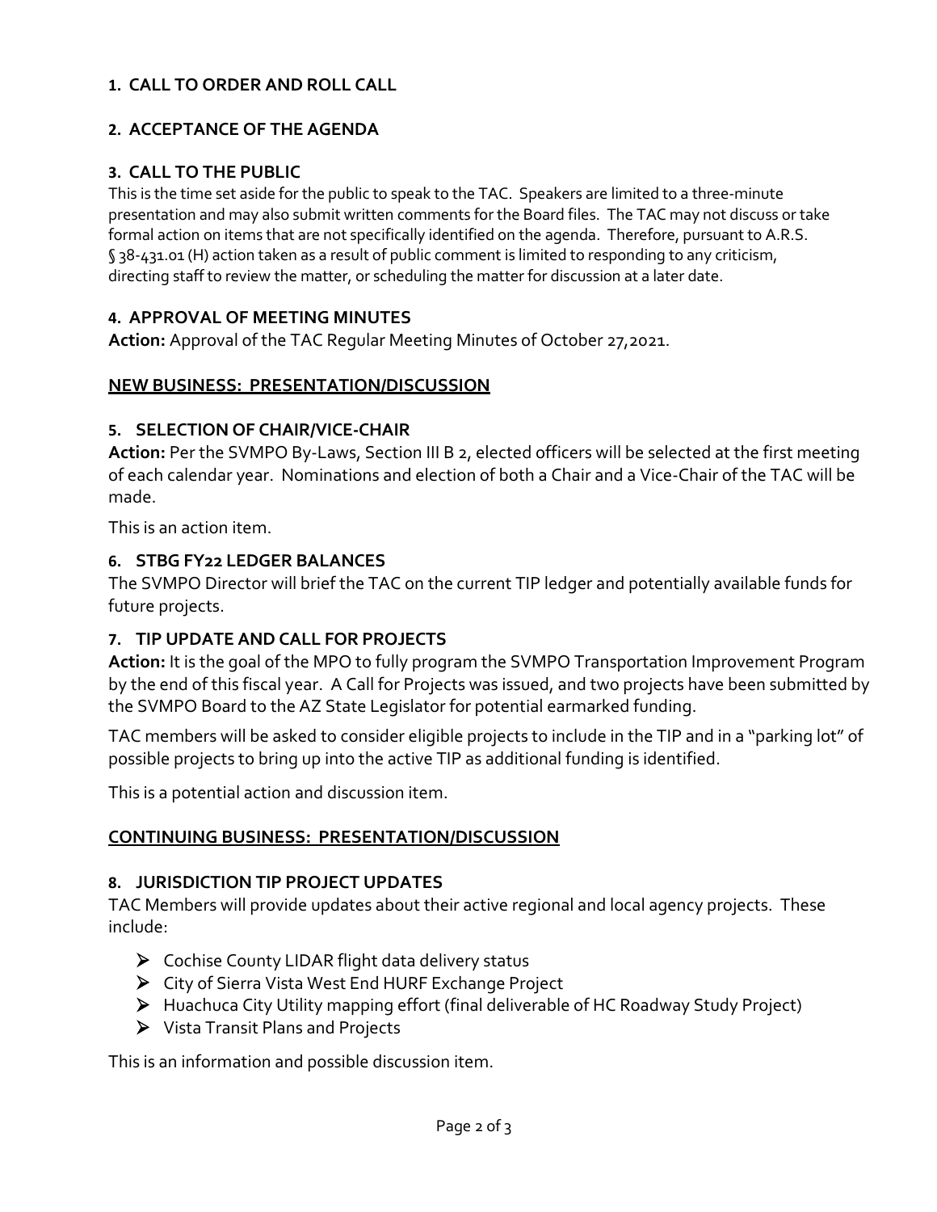### 1. CALL TO ORDER AND ROLL CALL

### 2. ACCEPTANCE OF THE AGENDA

### 3. CALL TO THE PUBLIC

This is the time set aside for the public to speak to the TAC. Speakers are limited to a three-minute presentation and may also submit written comments for the Board files. The TAC may not discuss or take formal action on items that are not specifically identified on the agenda. Therefore, pursuant to A.R.S. § 38-431.01 (H) action taken as a result of public comment is limited to responding to any criticism, directing staff to review the matter, or scheduling the matter for discussion at a later date.

### 4. APPROVAL OF MEETING MINUTES

**Action:** Approval of the TAC Regular Meeting Minutes of October 27,2021.

## NEW BUSINESS: PRESENTATION/DISCUSSION

### 5. SELECTION OF CHAIR/VICE-CHAIR

**Action:** Per the SVMPO By-Laws, Section III B 2, elected officers will be selected at the first meeting of each calendar year. Nominations and election of both a Chair and a Vice-Chair of the TAC will be made.

This is an action item.

### 6. STBG FY22 LEDGER BALANCES

The SVMPO Director will brief the TAC on the current TIP ledger and potentially available funds for future projects.

### 7. TIP UPDATE AND CALL FOR PROJECTS

**Action:** It is the goal of the MPO to fully program the SVMPO Transportation Improvement Program by the end of this fiscal year. A Call for Projects was issued, and two projects have been submitted by the SVMPO Board to the AZ State Legislator for potential earmarked funding.

TAC members will be asked to consider eligible projects to include in the TIP and in a "parking lot" of possible projects to bring up into the active TIP as additional funding is identified.

This is a potential action and discussion item.

## CONTINUING BUSINESS: PRESENTATION/DISCUSSION

### 8. JURISDICTION TIP PROJECT UPDATES

TAC Members will provide updates about their active regional and local agency projects. These include:

- Cochise County LIDAR flight data delivery status
- City of Sierra Vista West End HURF Exchange Project
- Huachuca City Utility mapping effort (final deliverable of HC Roadway Study Project)
- Vista Transit Plans and Projects

This is an information and possible discussion item.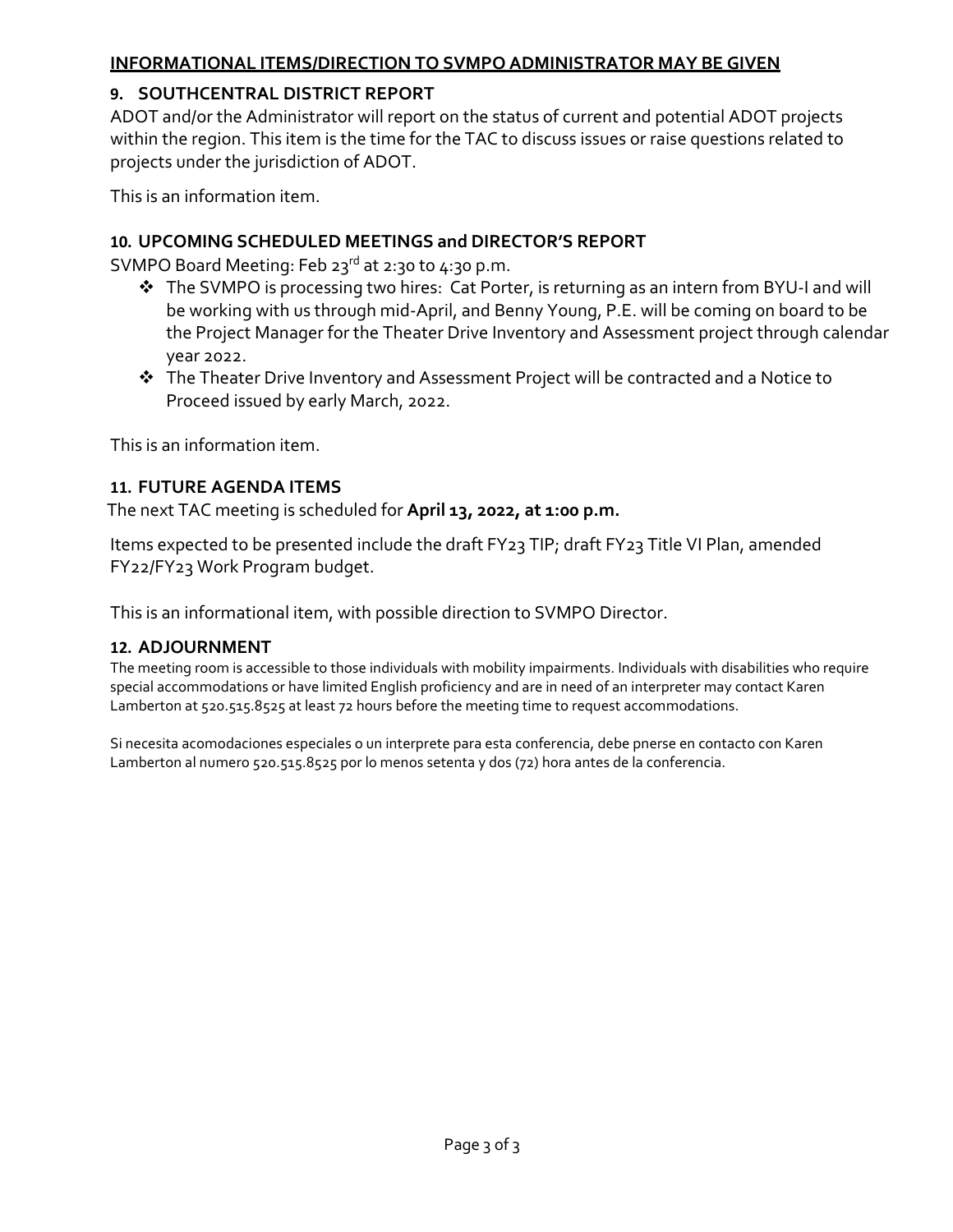## INFORMATIONAL ITEMS/DIRECTION TO SVMPO ADMINISTRATOR MAY BE GIVEN

### 9. SOUTHCENTRAL DISTRICT REPORT

ADOT and/or the Administrator will report on the status of current and potential ADOT projects within the region. This item is the time for the TAC to discuss issues or raise questions related to projects under the jurisdiction of ADOT.

This is an information item.

### 10. UPCOMING SCHEDULED MEETINGS and DIRECTOR'S REPORT

SVMPO Board Meeting: Feb 23rd at 2:30 to 4:30 p.m.

- The SVMPO is processing two hires: Cat Porter, is returning as an intern from BYU-I and will be working with us through mid-April, and Benny Young, P.E. will be coming on board to be the Project Manager for the Theater Drive Inventory and Assessment project through calendar year 2022.
- The Theater Drive Inventory and Assessment Project will be contracted and a Notice to Proceed issued by early March, 2022.

This is an information item.

### 11. FUTURE AGENDA ITEMS

The next TAC meeting is scheduled for **April 13, 2022, at 1:00 p.m.**

Items expected to be presented include the draft FY23 TIP; draft FY23 Title VI Plan, amended FY22/FY23 Work Program budget.

This is an informational item, with possible direction to SVMPO Director.

### 12. ADJOURNMENT

The meeting room is accessible to those individuals with mobility impairments. Individuals with disabilities who require special accommodations or have limited English proficiency and are in need of an interpreter may contact Karen Lamberton at 520.515.8525 at least 72 hours before the meeting time to request accommodations.

Si necesita acomodaciones especiales o un interprete para esta conferencia, debe pnerse en contacto con Karen Lamberton al numero 520.515.8525 por lo menos setenta y dos (72) hora antes de la conferencia.